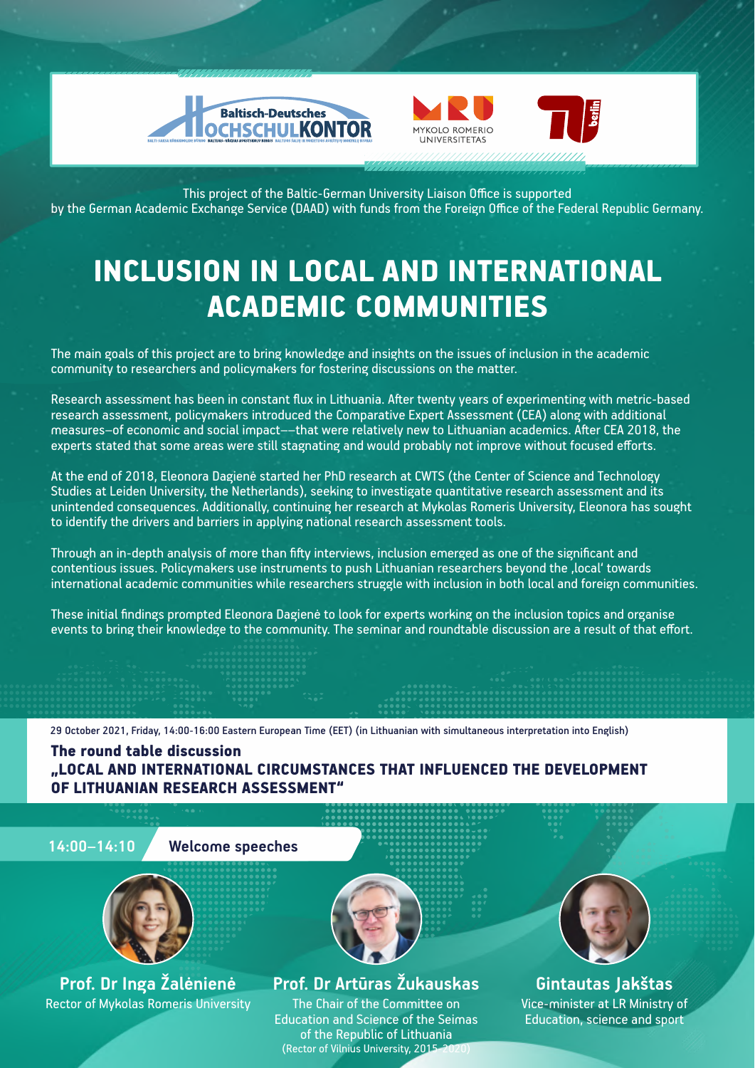This project of the Baltic-German University Liaison Office is supported
by the German Academic Exchange Service (DAAD) with funds from the Foreign Office of the Federal Republic Germany.

# INCLUSION IN LOCAL AND INTERNATIONAL ACADEMIC COMMUNITIES

The main goals of this project are to bring knowledge and insights on the issues of inclusion in the academic community to researchers and policymakers for fostering discussions on the matter.

Research assessment has been in constant flux in Lithuania. After twenty years of experimenting with metric-based research assessment, policymakers introduced the Comparative Expert Assessment (CEA) along with additional measures–of economic and social impact––that were relatively new to Lithuanian academics. After CEA 2018, the experts stated that some areas were still stagnating and would probably not improve without focused efforts.

At the end of 2018, Eleonora Dagienė started her PhD research at CWTS (the Center of Science and Technology Studies at Leiden University, the Netherlands), seeking to investigate quantitative research assessment and its unintended consequences. Additionally, continuing her research at Mykolas Romeris University, Eleonora has sought to identify the drivers and barriers in applying national research assessment tools.

Through an in-depth analysis of more than fifty interviews, inclusion emerged as one of the significant and contentious issues. Policymakers use instruments to push Lithuanian researchers beyond the ‚local' towards international academic communities while researchers struggle with inclusion in both local and foreign communities.

These initial findings prompted Eleonora Dagienė to look for experts working on the inclusion topics and organise events to bring their knowledge to the community. The seminar and roundtable discussion are a result of that effort.

29 October 2021, Friday, 14:00-16:00 Eastern European Time (EET) (in Lithuanian with simultaneous interpretation into English)

## The round table discussion „LOCAL AND INTERNATIONAL CIRCUMSTANCES THAT INFLUENCED THE DEVELOPMENT OF LITHUANIAN RESEARCH ASSESSMENT"

**14:00–14:10** **Welcome speeches**

**Prof. Dr Inga Žalėnienė**
Rector of Mykolas Romeris University

**Prof. Dr Artūras Žukauskas**
The Chair of the Committee on Education and Science of the Seimas of the Republic of Lithuania
(Rector of Vilnius University, 2015-2020)

**Gintautas Jakštas**
Vice-minister at LR Ministry of Education, science and sport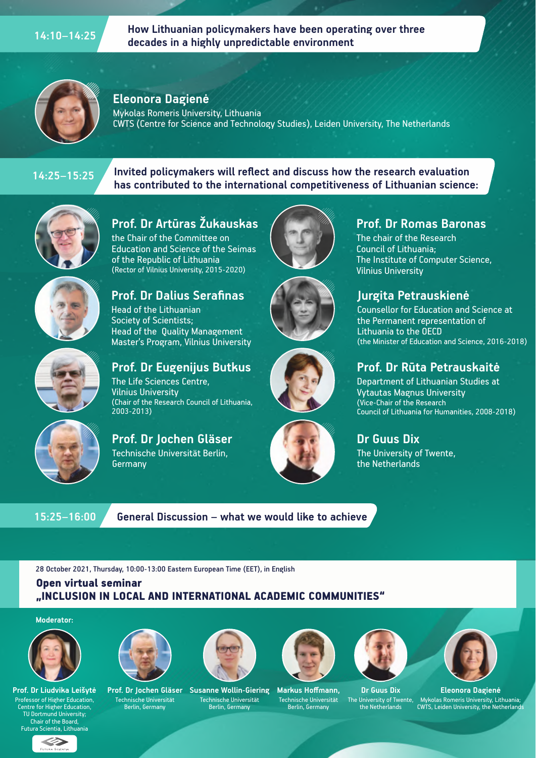**14:10–14:25** **How Lithuanian policymakers have been operating over three decades in a highly unpredictable environment**

**Eleonora Dagienė**
Mykolas Romeris University, Lithuania
CWTS (Centre for Science and Technology Studies), Leiden University, The Netherlands

**14:25–15:25** **Invited policymakers will reflect and discuss how the research evaluation has contributed to the international competitiveness of Lithuanian science:**

**Prof. Dr Artūras Žukauskas**
the Chair of the Committee on Education and Science of the Seimas of the Republic of Lithuania
(Rector of Vilnius University, 2015-2020)

**Prof. Dr Romas Baronas**
The chair of the Research Council of Lithuania;
The Institute of Computer Science, Vilnius University

**Prof. Dr Dalius Serafinas**
Head of the Lithuanian Society of Scientists;
Head of the Quality Management Master's Program, Vilnius University

**Jurgita Petrauskienė**
Counsellor for Education and Science at the Permanent representation of Lithuania to the OECD
(the Minister of Education and Science, 2016-2018)

**Prof. Dr Eugenijus Butkus**
The Life Sciences Centre, Vilnius University
(Chair of the Research Council of Lithuania, 2003-2013)

**Prof. Dr Rūta Petrauskaitė**
Department of Lithuanian Studies at Vytautas Magnus University
(Vice-Chair of the Research Council of Lithuania for Humanities, 2008-2018)

**Prof. Dr Jochen Gläser**
Technische Universität Berlin, Germany

**Dr Guus Dix**
The University of Twente, the Netherlands

**15:25–16:00** **General Discussion – what we would like to achieve**

28 October 2021, Thursday, 10:00-13:00 Eastern European Time (EET), in English

## Open virtual seminar „INCLUSION IN LOCAL AND INTERNATIONAL ACADEMIC COMMUNITIES"

**Moderator:**

**Prof. Dr Liudvika Leišytė**
Professor of Higher Education, Centre for Higher Education, TU Dortmund University;
Chair of the Board, Futura Scientia, Lithuania

**Prof. Dr Jochen Gläser**
Technische Universität Berlin, Germany

**Susanne Wollin-Giering**
Technische Universität Berlin, Germany

**Markus Hoffmann,**
Technische Universität Berlin, Germany

**Dr Guus Dix**
The University of Twente, the Netherlands

**Eleonora Dagienė**
Mykolas Romeris University, Lithuania;
CWTS, Leiden University, the Netherlands

FUTURA SCIENTIA